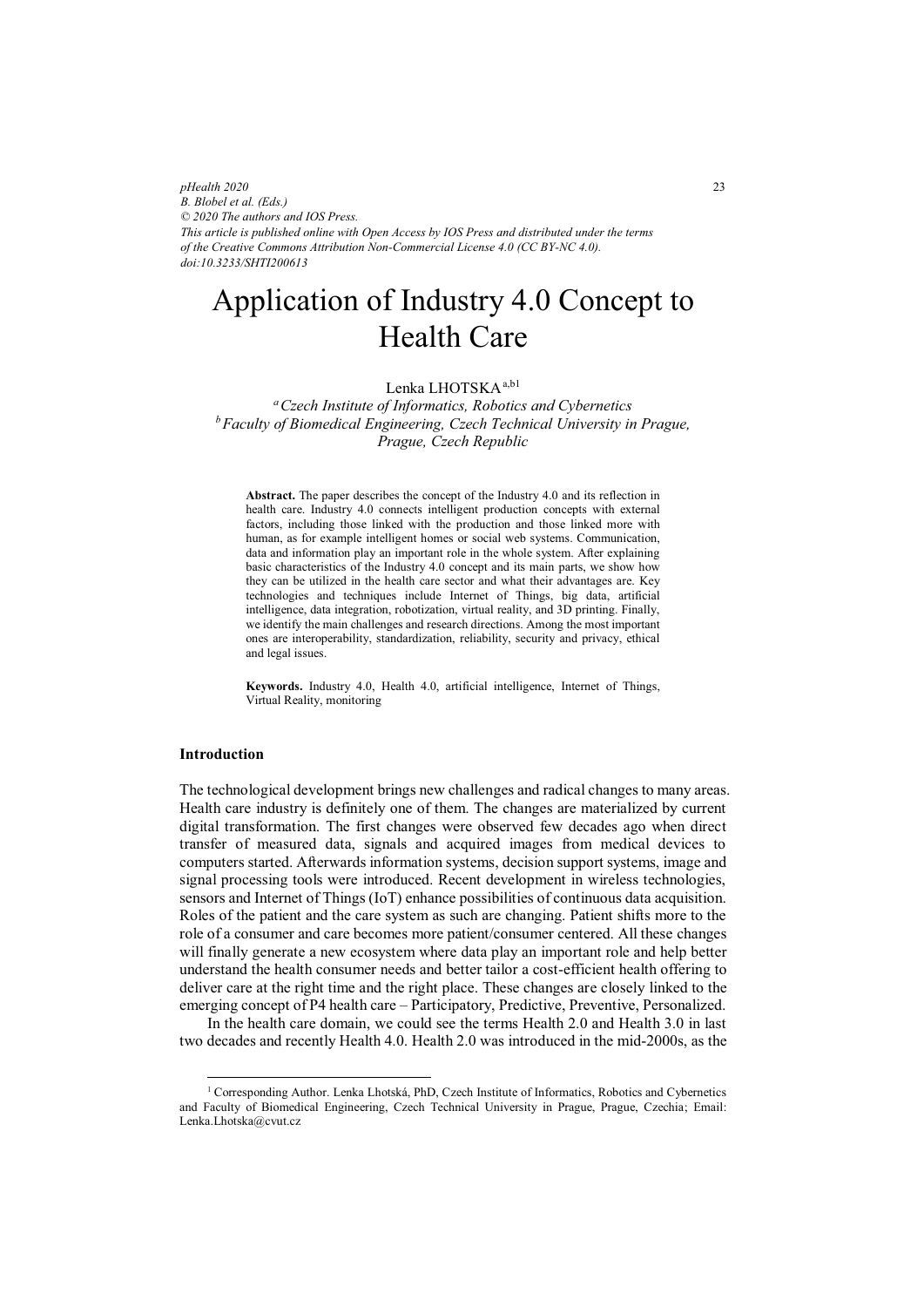*pHealth 2020*
*B. Blobel et al. (Eds.)*
*© 2020 The authors and IOS Press.*
*This article is published online with Open Access by IOS Press and distributed under the terms of the Creative Commons Attribution Non-Commercial License 4.0 (CC BY-NC 4.0).*
*doi:10.3233/SHTI200613*

# Application of Industry 4.0 Concept to Health Care

Lenka LHOTSKA[a,b1]

[a] *Czech Institute of Informatics, Robotics and Cybernetics*
[b] *Faculty of Biomedical Engineering, Czech Technical University in Prague, Prague, Czech Republic*

**Abstract.** The paper describes the concept of the Industry 4.0 and its reflection in health care. Industry 4.0 connects intelligent production concepts with external factors, including those linked with the production and those linked more with human, as for example intelligent homes or social web systems. Communication, data and information play an important role in the whole system. After explaining basic characteristics of the Industry 4.0 concept and its main parts, we show how they can be utilized in the health care sector and what their advantages are. Key technologies and techniques include Internet of Things, big data, artificial intelligence, data integration, robotization, virtual reality, and 3D printing. Finally, we identify the main challenges and research directions. Among the most important ones are interoperability, standardization, reliability, security and privacy, ethical and legal issues.

**Keywords.** Industry 4.0, Health 4.0, artificial intelligence, Internet of Things, Virtual Reality, monitoring

## Introduction

The technological development brings new challenges and radical changes to many areas. Health care industry is definitely one of them. The changes are materialized by current digital transformation. The first changes were observed few decades ago when direct transfer of measured data, signals and acquired images from medical devices to computers started. Afterwards information systems, decision support systems, image and signal processing tools were introduced. Recent development in wireless technologies, sensors and Internet of Things (IoT) enhance possibilities of continuous data acquisition. Roles of the patient and the care system as such are changing. Patient shifts more to the role of a consumer and care becomes more patient/consumer centered. All these changes will finally generate a new ecosystem where data play an important role and help better understand the health consumer needs and better tailor a cost-efficient health offering to deliver care at the right time and the right place. These changes are closely linked to the emerging concept of P4 health care – Participatory, Predictive, Preventive, Personalized.

In the health care domain, we could see the terms Health 2.0 and Health 3.0 in last two decades and recently Health 4.0. Health 2.0 was introduced in the mid-2000s, as the

[1] Corresponding Author. Lenka Lhotská, PhD, Czech Institute of Informatics, Robotics and Cybernetics and Faculty of Biomedical Engineering, Czech Technical University in Prague, Prague, Czechia; Email: Lenka.Lhotska@cvut.cz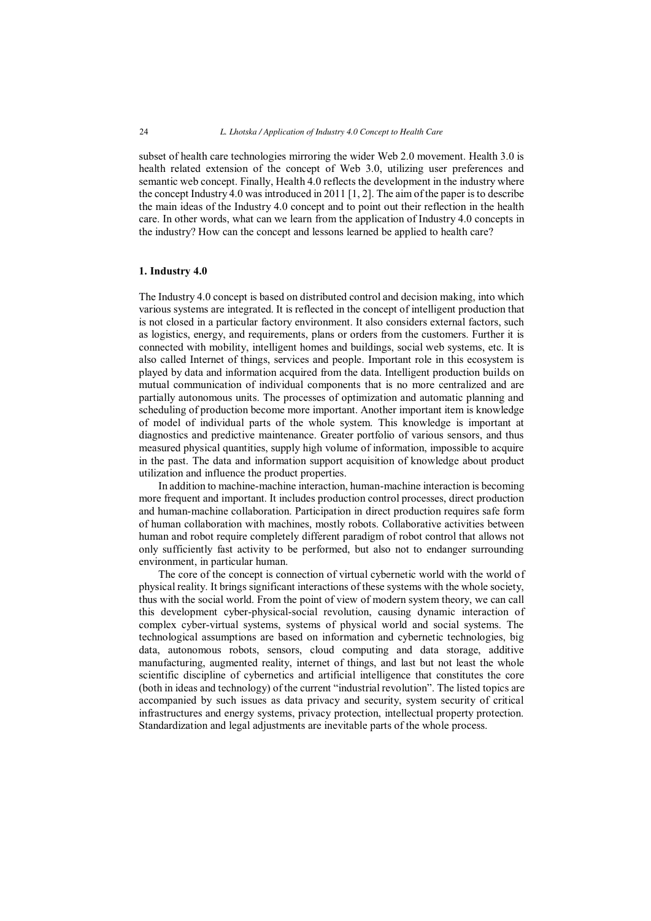subset of health care technologies mirroring the wider Web 2.0 movement. Health 3.0 is health related extension of the concept of Web 3.0, utilizing user preferences and semantic web concept. Finally, Health 4.0 reflects the development in the industry where the concept Industry 4.0 was introduced in 2011 [1, 2]. The aim of the paper is to describe the main ideas of the Industry 4.0 concept and to point out their reflection in the health care. In other words, what can we learn from the application of Industry 4.0 concepts in the industry? How can the concept and lessons learned be applied to health care?

## 1. Industry 4.0

The Industry 4.0 concept is based on distributed control and decision making, into which various systems are integrated. It is reflected in the concept of intelligent production that is not closed in a particular factory environment. It also considers external factors, such as logistics, energy, and requirements, plans or orders from the customers. Further it is connected with mobility, intelligent homes and buildings, social web systems, etc. It is also called Internet of things, services and people. Important role in this ecosystem is played by data and information acquired from the data. Intelligent production builds on mutual communication of individual components that is no more centralized and are partially autonomous units. The processes of optimization and automatic planning and scheduling of production become more important. Another important item is knowledge of model of individual parts of the whole system. This knowledge is important at diagnostics and predictive maintenance. Greater portfolio of various sensors, and thus measured physical quantities, supply high volume of information, impossible to acquire in the past. The data and information support acquisition of knowledge about product utilization and influence the product properties.

In addition to machine-machine interaction, human-machine interaction is becoming more frequent and important. It includes production control processes, direct production and human-machine collaboration. Participation in direct production requires safe form of human collaboration with machines, mostly robots. Collaborative activities between human and robot require completely different paradigm of robot control that allows not only sufficiently fast activity to be performed, but also not to endanger surrounding environment, in particular human.

The core of the concept is connection of virtual cybernetic world with the world of physical reality. It brings significant interactions of these systems with the whole society, thus with the social world. From the point of view of modern system theory, we can call this development cyber-physical-social revolution, causing dynamic interaction of complex cyber-virtual systems, systems of physical world and social systems. The technological assumptions are based on information and cybernetic technologies, big data, autonomous robots, sensors, cloud computing and data storage, additive manufacturing, augmented reality, internet of things, and last but not least the whole scientific discipline of cybernetics and artificial intelligence that constitutes the core (both in ideas and technology) of the current "industrial revolution". The listed topics are accompanied by such issues as data privacy and security, system security of critical infrastructures and energy systems, privacy protection, intellectual property protection. Standardization and legal adjustments are inevitable parts of the whole process.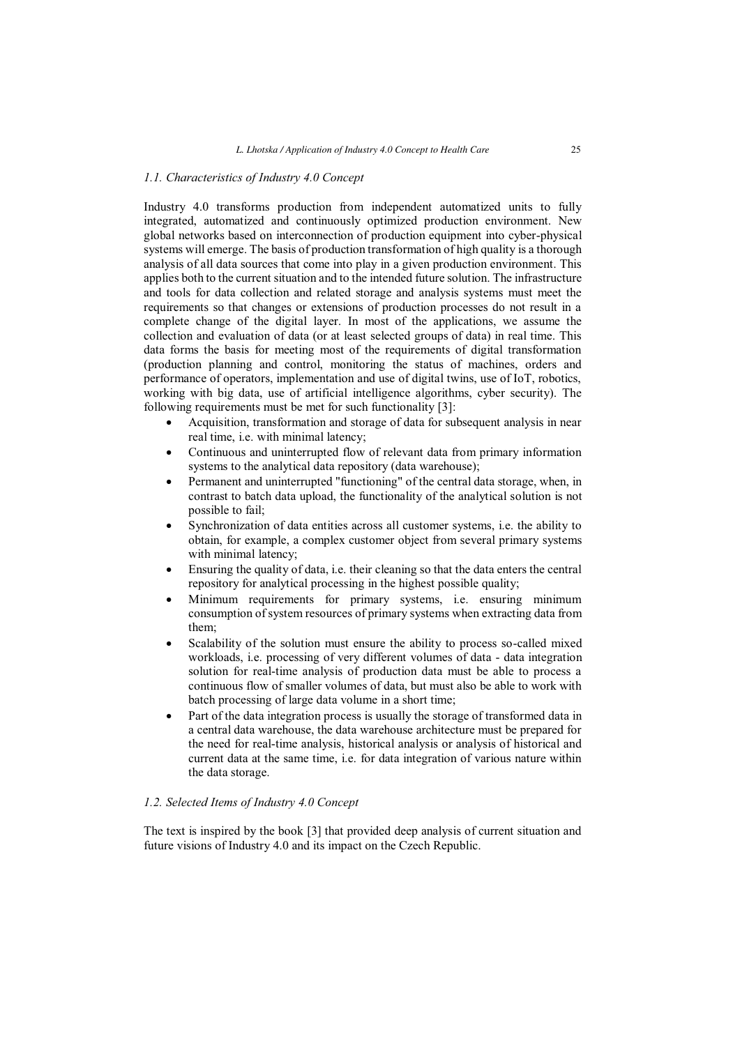### *1.1. Characteristics of Industry 4.0 Concept*

Industry 4.0 transforms production from independent automatized units to fully integrated, automatized and continuously optimized production environment. New global networks based on interconnection of production equipment into cyber-physical systems will emerge. The basis of production transformation of high quality is a thorough analysis of all data sources that come into play in a given production environment. This applies both to the current situation and to the intended future solution. The infrastructure and tools for data collection and related storage and analysis systems must meet the requirements so that changes or extensions of production processes do not result in a complete change of the digital layer. In most of the applications, we assume the collection and evaluation of data (or at least selected groups of data) in real time. This data forms the basis for meeting most of the requirements of digital transformation (production planning and control, monitoring the status of machines, orders and performance of operators, implementation and use of digital twins, use of IoT, robotics, working with big data, use of artificial intelligence algorithms, cyber security). The following requirements must be met for such functionality [3]:

- Acquisition, transformation and storage of data for subsequent analysis in near real time, i.e. with minimal latency;
- Continuous and uninterrupted flow of relevant data from primary information systems to the analytical data repository (data warehouse);
- Permanent and uninterrupted "functioning" of the central data storage, when, in contrast to batch data upload, the functionality of the analytical solution is not possible to fail;
- Synchronization of data entities across all customer systems, i.e. the ability to obtain, for example, a complex customer object from several primary systems with minimal latency;
- Ensuring the quality of data, i.e. their cleaning so that the data enters the central repository for analytical processing in the highest possible quality;
- Minimum requirements for primary systems, i.e. ensuring minimum consumption of system resources of primary systems when extracting data from them;
- Scalability of the solution must ensure the ability to process so-called mixed workloads, i.e. processing of very different volumes of data - data integration solution for real-time analysis of production data must be able to process a continuous flow of smaller volumes of data, but must also be able to work with batch processing of large data volume in a short time;
- Part of the data integration process is usually the storage of transformed data in a central data warehouse, the data warehouse architecture must be prepared for the need for real-time analysis, historical analysis or analysis of historical and current data at the same time, i.e. for data integration of various nature within the data storage.

### *1.2. Selected Items of Industry 4.0 Concept*

The text is inspired by the book [3] that provided deep analysis of current situation and future visions of Industry 4.0 and its impact on the Czech Republic.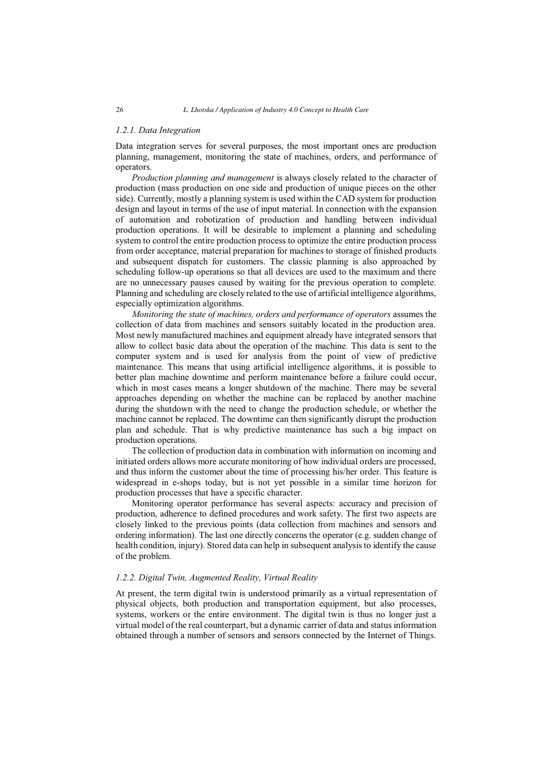### *1.2.1. Data Integration*

Data integration serves for several purposes, the most important ones are production planning, management, monitoring the state of machines, orders, and performance of operators.

*Production planning and management* is always closely related to the character of production (mass production on one side and production of unique pieces on the other side). Currently, mostly a planning system is used within the CAD system for production design and layout in terms of the use of input material. In connection with the expansion of automation and robotization of production and handling between individual production operations. It will be desirable to implement a planning and scheduling system to control the entire production process to optimize the entire production process from order acceptance, material preparation for machines to storage of finished products and subsequent dispatch for customers. The classic planning is also approached by scheduling follow-up operations so that all devices are used to the maximum and there are no unnecessary pauses caused by waiting for the previous operation to complete. Planning and scheduling are closely related to the use of artificial intelligence algorithms, especially optimization algorithms.

*Monitoring the state of machines, orders and performance of operators* assumes the collection of data from machines and sensors suitably located in the production area. Most newly manufactured machines and equipment already have integrated sensors that allow to collect basic data about the operation of the machine. This data is sent to the computer system and is used for analysis from the point of view of predictive maintenance. This means that using artificial intelligence algorithms, it is possible to better plan machine downtime and perform maintenance before a failure could occur, which in most cases means a longer shutdown of the machine. There may be several approaches depending on whether the machine can be replaced by another machine during the shutdown with the need to change the production schedule, or whether the machine cannot be replaced. The downtime can then significantly disrupt the production plan and schedule. That is why predictive maintenance has such a big impact on production operations.

The collection of production data in combination with information on incoming and initiated orders allows more accurate monitoring of how individual orders are processed, and thus inform the customer about the time of processing his/her order. This feature is widespread in e-shops today, but is not yet possible in a similar time horizon for production processes that have a specific character.

Monitoring operator performance has several aspects: accuracy and precision of production, adherence to defined procedures and work safety. The first two aspects are closely linked to the previous points (data collection from machines and sensors and ordering information). The last one directly concerns the operator (e.g. sudden change of health condition, injury). Stored data can help in subsequent analysis to identify the cause of the problem.

### *1.2.2. Digital Twin, Augmented Reality, Virtual Reality*

At present, the term digital twin is understood primarily as a virtual representation of physical objects, both production and transportation equipment, but also processes, systems, workers or the entire environment. The digital twin is thus no longer just a virtual model of the real counterpart, but a dynamic carrier of data and status information obtained through a number of sensors and sensors connected by the Internet of Things.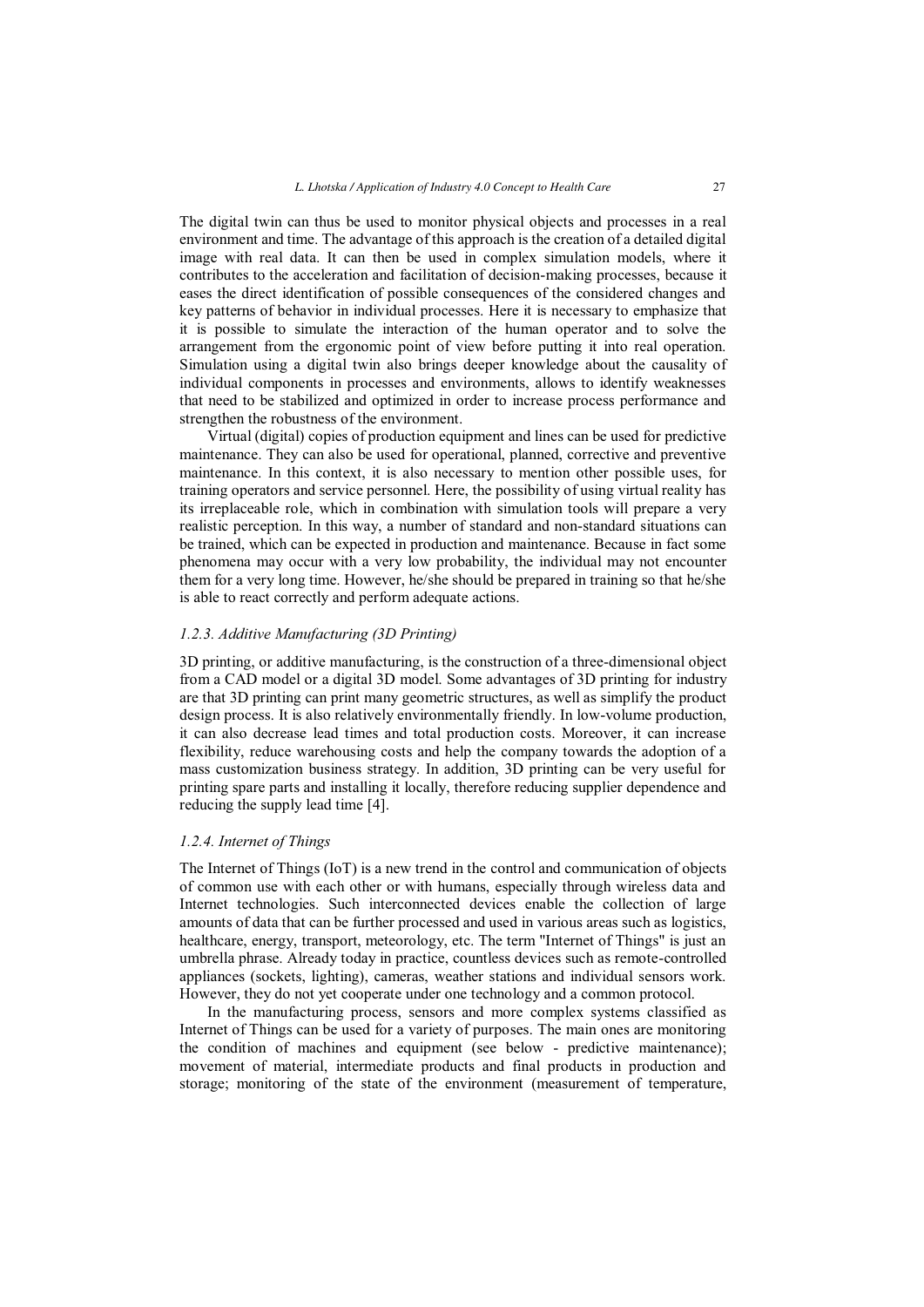The digital twin can thus be used to monitor physical objects and processes in a real environment and time. The advantage of this approach is the creation of a detailed digital image with real data. It can then be used in complex simulation models, where it contributes to the acceleration and facilitation of decision-making processes, because it eases the direct identification of possible consequences of the considered changes and key patterns of behavior in individual processes. Here it is necessary to emphasize that it is possible to simulate the interaction of the human operator and to solve the arrangement from the ergonomic point of view before putting it into real operation. Simulation using a digital twin also brings deeper knowledge about the causality of individual components in processes and environments, allows to identify weaknesses that need to be stabilized and optimized in order to increase process performance and strengthen the robustness of the environment.

Virtual (digital) copies of production equipment and lines can be used for predictive maintenance. They can also be used for operational, planned, corrective and preventive maintenance. In this context, it is also necessary to mention other possible uses, for training operators and service personnel. Here, the possibility of using virtual reality has its irreplaceable role, which in combination with simulation tools will prepare a very realistic perception. In this way, a number of standard and non-standard situations can be trained, which can be expected in production and maintenance. Because in fact some phenomena may occur with a very low probability, the individual may not encounter them for a very long time. However, he/she should be prepared in training so that he/she is able to react correctly and perform adequate actions.

### *1.2.3. Additive Manufacturing (3D Printing)*

3D printing, or additive manufacturing, is the construction of a three-dimensional object from a CAD model or a digital 3D model. Some advantages of 3D printing for industry are that 3D printing can print many geometric structures, as well as simplify the product design process. It is also relatively environmentally friendly. In low-volume production, it can also decrease lead times and total production costs. Moreover, it can increase flexibility, reduce warehousing costs and help the company towards the adoption of a mass customization business strategy. In addition, 3D printing can be very useful for printing spare parts and installing it locally, therefore reducing supplier dependence and reducing the supply lead time [4].

### *1.2.4. Internet of Things*

The Internet of Things (IoT) is a new trend in the control and communication of objects of common use with each other or with humans, especially through wireless data and Internet technologies. Such interconnected devices enable the collection of large amounts of data that can be further processed and used in various areas such as logistics, healthcare, energy, transport, meteorology, etc. The term "Internet of Things" is just an umbrella phrase. Already today in practice, countless devices such as remote-controlled appliances (sockets, lighting), cameras, weather stations and individual sensors work. However, they do not yet cooperate under one technology and a common protocol.

In the manufacturing process, sensors and more complex systems classified as Internet of Things can be used for a variety of purposes. The main ones are monitoring the condition of machines and equipment (see below - predictive maintenance); movement of material, intermediate products and final products in production and storage; monitoring of the state of the environment (measurement of temperature,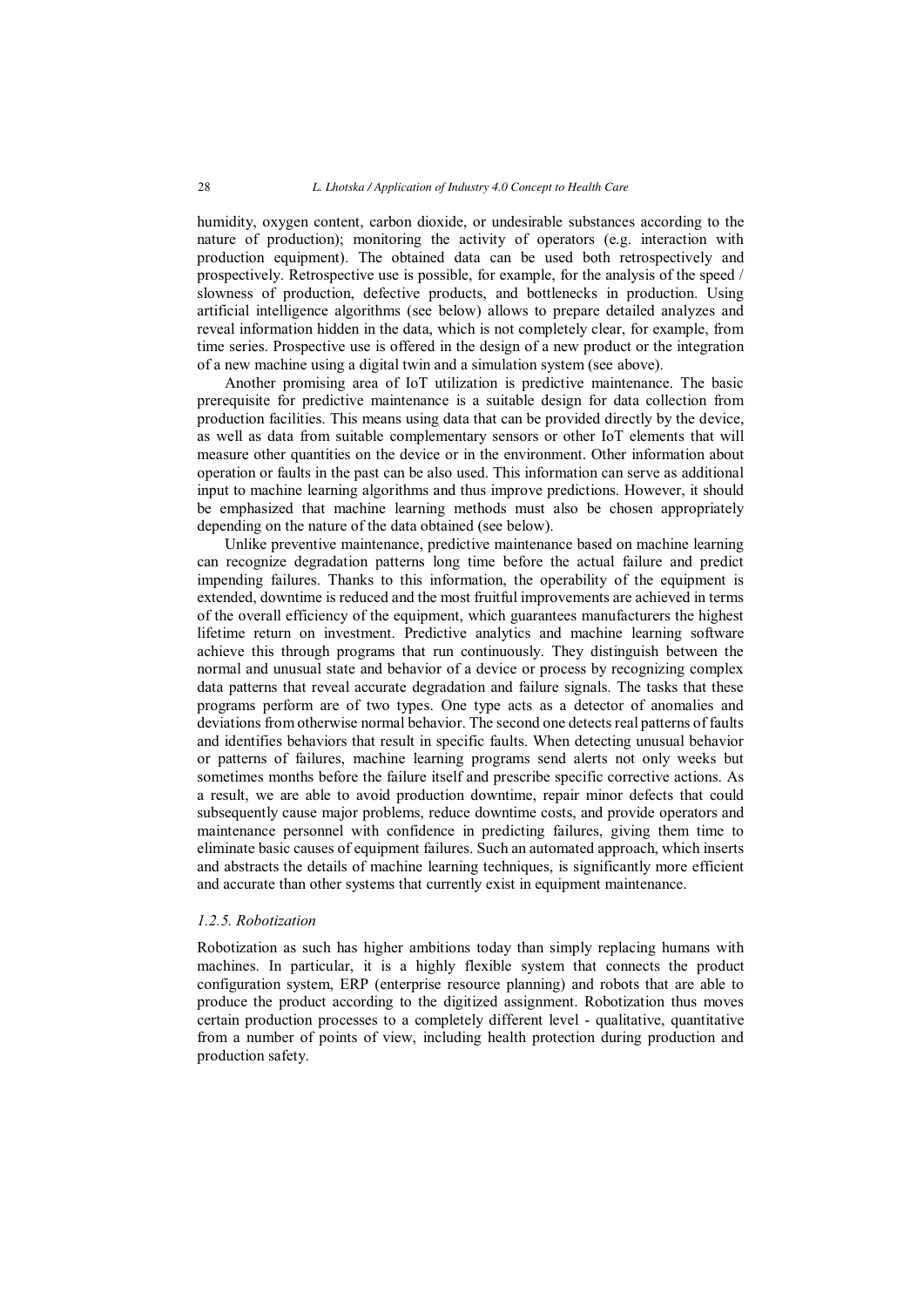humidity, oxygen content, carbon dioxide, or undesirable substances according to the nature of production); monitoring the activity of operators (e.g. interaction with production equipment). The obtained data can be used both retrospectively and prospectively. Retrospective use is possible, for example, for the analysis of the speed / slowness of production, defective products, and bottlenecks in production. Using artificial intelligence algorithms (see below) allows to prepare detailed analyzes and reveal information hidden in the data, which is not completely clear, for example, from time series. Prospective use is offered in the design of a new product or the integration of a new machine using a digital twin and a simulation system (see above).

Another promising area of IoT utilization is predictive maintenance. The basic prerequisite for predictive maintenance is a suitable design for data collection from production facilities. This means using data that can be provided directly by the device, as well as data from suitable complementary sensors or other IoT elements that will measure other quantities on the device or in the environment. Other information about operation or faults in the past can be also used. This information can serve as additional input to machine learning algorithms and thus improve predictions. However, it should be emphasized that machine learning methods must also be chosen appropriately depending on the nature of the data obtained (see below).

Unlike preventive maintenance, predictive maintenance based on machine learning can recognize degradation patterns long time before the actual failure and predict impending failures. Thanks to this information, the operability of the equipment is extended, downtime is reduced and the most fruitful improvements are achieved in terms of the overall efficiency of the equipment, which guarantees manufacturers the highest lifetime return on investment. Predictive analytics and machine learning software achieve this through programs that run continuously. They distinguish between the normal and unusual state and behavior of a device or process by recognizing complex data patterns that reveal accurate degradation and failure signals. The tasks that these programs perform are of two types. One type acts as a detector of anomalies and deviations from otherwise normal behavior. The second one detects real patterns of faults and identifies behaviors that result in specific faults. When detecting unusual behavior or patterns of failures, machine learning programs send alerts not only weeks but sometimes months before the failure itself and prescribe specific corrective actions. As a result, we are able to avoid production downtime, repair minor defects that could subsequently cause major problems, reduce downtime costs, and provide operators and maintenance personnel with confidence in predicting failures, giving them time to eliminate basic causes of equipment failures. Such an automated approach, which inserts and abstracts the details of machine learning techniques, is significantly more efficient and accurate than other systems that currently exist in equipment maintenance.

### *1.2.5. Robotization*

Robotization as such has higher ambitions today than simply replacing humans with machines. In particular, it is a highly flexible system that connects the product configuration system, ERP (enterprise resource planning) and robots that are able to produce the product according to the digitized assignment. Robotization thus moves certain production processes to a completely different level - qualitative, quantitative from a number of points of view, including health protection during production and production safety.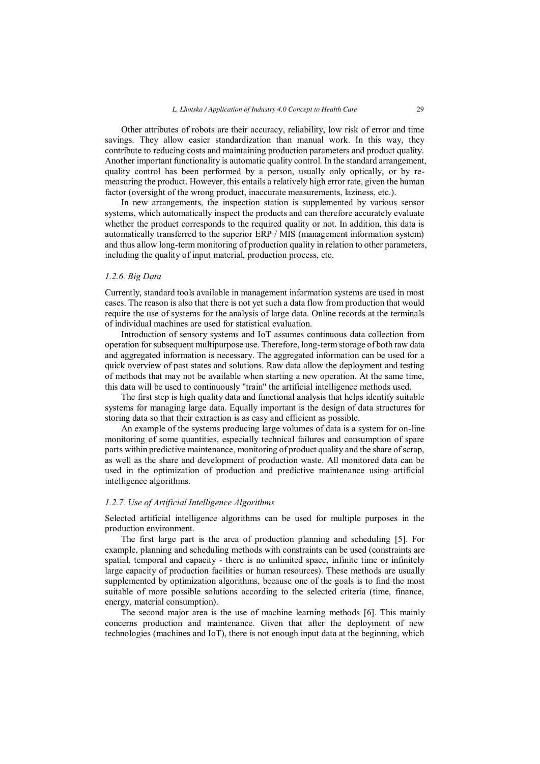Other attributes of robots are their accuracy, reliability, low risk of error and time savings. They allow easier standardization than manual work. In this way, they contribute to reducing costs and maintaining production parameters and product quality. Another important functionality is automatic quality control. In the standard arrangement, quality control has been performed by a person, usually only optically, or by re-measuring the product. However, this entails a relatively high error rate, given the human factor (oversight of the wrong product, inaccurate measurements, laziness, etc.).

In new arrangements, the inspection station is supplemented by various sensor systems, which automatically inspect the products and can therefore accurately evaluate whether the product corresponds to the required quality or not. In addition, this data is automatically transferred to the superior ERP / MIS (management information system) and thus allow long-term monitoring of production quality in relation to other parameters, including the quality of input material, production process, etc.

### *1.2.6. Big Data*

Currently, standard tools available in management information systems are used in most cases. The reason is also that there is not yet such a data flow from production that would require the use of systems for the analysis of large data. Online records at the terminals of individual machines are used for statistical evaluation.

Introduction of sensory systems and IoT assumes continuous data collection from operation for subsequent multipurpose use. Therefore, long-term storage of both raw data and aggregated information is necessary. The aggregated information can be used for a quick overview of past states and solutions. Raw data allow the deployment and testing of methods that may not be available when starting a new operation. At the same time, this data will be used to continuously "train" the artificial intelligence methods used.

The first step is high quality data and functional analysis that helps identify suitable systems for managing large data. Equally important is the design of data structures for storing data so that their extraction is as easy and efficient as possible.

An example of the systems producing large volumes of data is a system for on-line monitoring of some quantities, especially technical failures and consumption of spare parts within predictive maintenance, monitoring of product quality and the share of scrap, as well as the share and development of production waste. All monitored data can be used in the optimization of production and predictive maintenance using artificial intelligence algorithms.

### *1.2.7. Use of Artificial Intelligence Algorithms*

Selected artificial intelligence algorithms can be used for multiple purposes in the production environment.

The first large part is the area of production planning and scheduling [5]. For example, planning and scheduling methods with constraints can be used (constraints are spatial, temporal and capacity - there is no unlimited space, infinite time or infinitely large capacity of production facilities or human resources). These methods are usually supplemented by optimization algorithms, because one of the goals is to find the most suitable of more possible solutions according to the selected criteria (time, finance, energy, material consumption).

The second major area is the use of machine learning methods [6]. This mainly concerns production and maintenance. Given that after the deployment of new technologies (machines and IoT), there is not enough input data at the beginning, which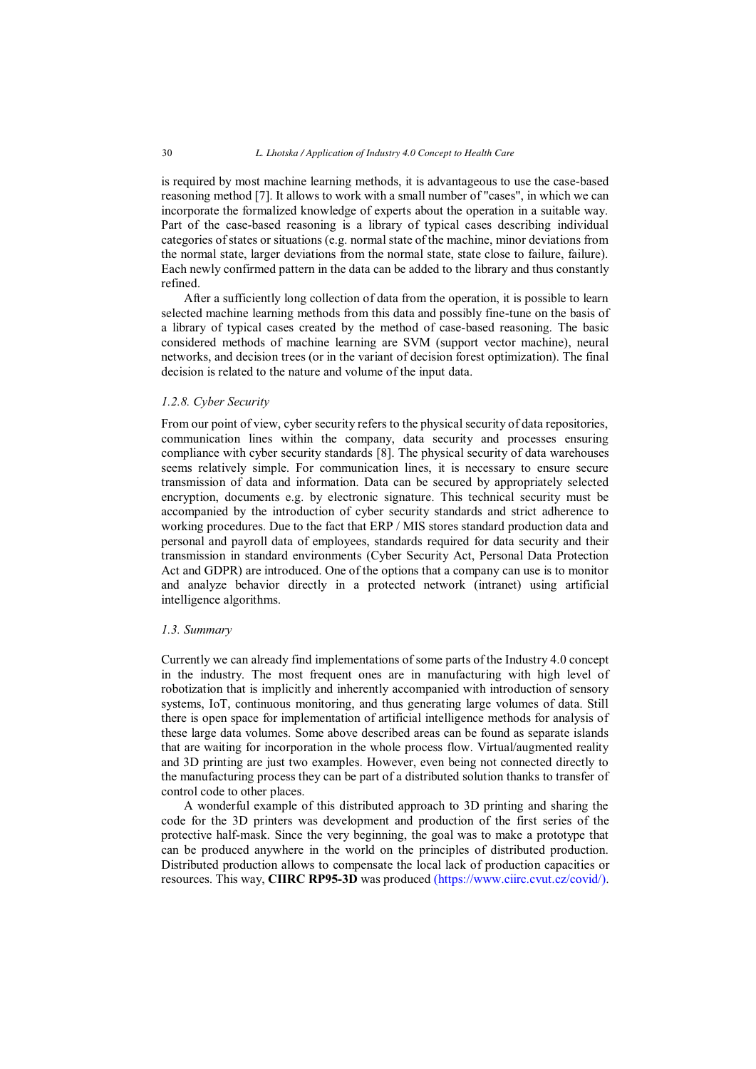is required by most machine learning methods, it is advantageous to use the case-based reasoning method [7]. It allows to work with a small number of "cases", in which we can incorporate the formalized knowledge of experts about the operation in a suitable way. Part of the case-based reasoning is a library of typical cases describing individual categories of states or situations (e.g. normal state of the machine, minor deviations from the normal state, larger deviations from the normal state, state close to failure, failure). Each newly confirmed pattern in the data can be added to the library and thus constantly refined.

After a sufficiently long collection of data from the operation, it is possible to learn selected machine learning methods from this data and possibly fine-tune on the basis of a library of typical cases created by the method of case-based reasoning. The basic considered methods of machine learning are SVM (support vector machine), neural networks, and decision trees (or in the variant of decision forest optimization). The final decision is related to the nature and volume of the input data.

### *1.2.8. Cyber Security*

From our point of view, cyber security refers to the physical security of data repositories, communication lines within the company, data security and processes ensuring compliance with cyber security standards [8]. The physical security of data warehouses seems relatively simple. For communication lines, it is necessary to ensure secure transmission of data and information. Data can be secured by appropriately selected encryption, documents e.g. by electronic signature. This technical security must be accompanied by the introduction of cyber security standards and strict adherence to working procedures. Due to the fact that ERP / MIS stores standard production data and personal and payroll data of employees, standards required for data security and their transmission in standard environments (Cyber Security Act, Personal Data Protection Act and GDPR) are introduced. One of the options that a company can use is to monitor and analyze behavior directly in a protected network (intranet) using artificial intelligence algorithms.

## *1.3. Summary*

Currently we can already find implementations of some parts of the Industry 4.0 concept in the industry. The most frequent ones are in manufacturing with high level of robotization that is implicitly and inherently accompanied with introduction of sensory systems, IoT, continuous monitoring, and thus generating large volumes of data. Still there is open space for implementation of artificial intelligence methods for analysis of these large data volumes. Some above described areas can be found as separate islands that are waiting for incorporation in the whole process flow. Virtual/augmented reality and 3D printing are just two examples. However, even being not connected directly to the manufacturing process they can be part of a distributed solution thanks to transfer of control code to other places.

A wonderful example of this distributed approach to 3D printing and sharing the code for the 3D printers was development and production of the first series of the protective half-mask. Since the very beginning, the goal was to make a prototype that can be produced anywhere in the world on the principles of distributed production. Distributed production allows to compensate the local lack of production capacities or resources. This way, **CIIRC RP95-3D** was produced (https://www.ciirc.cvut.cz/covid/).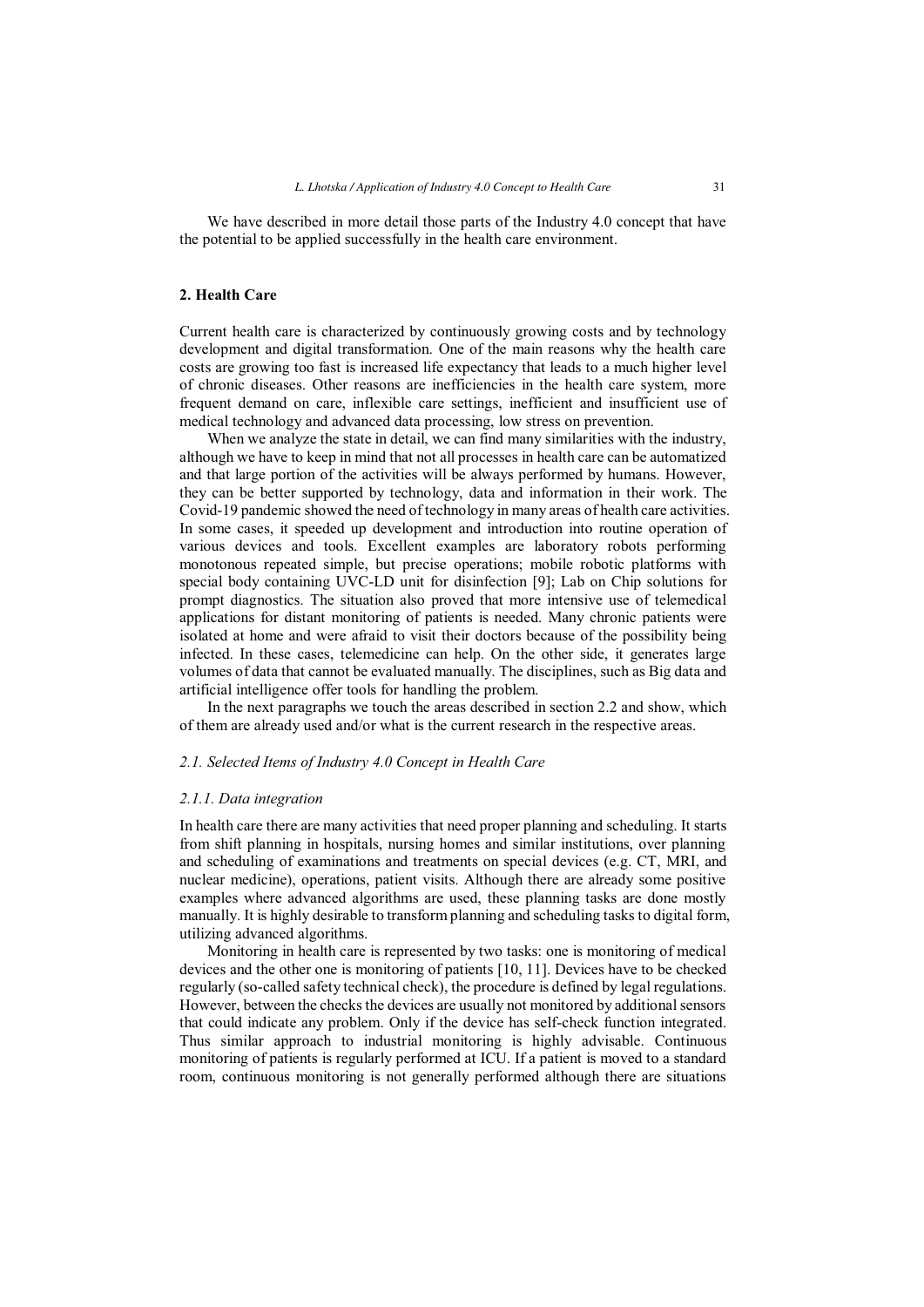We have described in more detail those parts of the Industry 4.0 concept that have the potential to be applied successfully in the health care environment.

## 2. Health Care

Current health care is characterized by continuously growing costs and by technology development and digital transformation. One of the main reasons why the health care costs are growing too fast is increased life expectancy that leads to a much higher level of chronic diseases. Other reasons are inefficiencies in the health care system, more frequent demand on care, inflexible care settings, inefficient and insufficient use of medical technology and advanced data processing, low stress on prevention.

When we analyze the state in detail, we can find many similarities with the industry, although we have to keep in mind that not all processes in health care can be automatized and that large portion of the activities will be always performed by humans. However, they can be better supported by technology, data and information in their work. The Covid-19 pandemic showed the need of technology in many areas of health care activities. In some cases, it speeded up development and introduction into routine operation of various devices and tools. Excellent examples are laboratory robots performing monotonous repeated simple, but precise operations; mobile robotic platforms with special body containing UVC-LD unit for disinfection [9]; Lab on Chip solutions for prompt diagnostics. The situation also proved that more intensive use of telemedical applications for distant monitoring of patients is needed. Many chronic patients were isolated at home and were afraid to visit their doctors because of the possibility being infected. In these cases, telemedicine can help. On the other side, it generates large volumes of data that cannot be evaluated manually. The disciplines, such as Big data and artificial intelligence offer tools for handling the problem.

In the next paragraphs we touch the areas described in section 2.2 and show, which of them are already used and/or what is the current research in the respective areas.

### *2.1. Selected Items of Industry 4.0 Concept in Health Care*

#### *2.1.1. Data integration*

In health care there are many activities that need proper planning and scheduling. It starts from shift planning in hospitals, nursing homes and similar institutions, over planning and scheduling of examinations and treatments on special devices (e.g. CT, MRI, and nuclear medicine), operations, patient visits. Although there are already some positive examples where advanced algorithms are used, these planning tasks are done mostly manually. It is highly desirable to transform planning and scheduling tasks to digital form, utilizing advanced algorithms.

Monitoring in health care is represented by two tasks: one is monitoring of medical devices and the other one is monitoring of patients [10, 11]. Devices have to be checked regularly (so-called safety technical check), the procedure is defined by legal regulations. However, between the checks the devices are usually not monitored by additional sensors that could indicate any problem. Only if the device has self-check function integrated. Thus similar approach to industrial monitoring is highly advisable. Continuous monitoring of patients is regularly performed at ICU. If a patient is moved to a standard room, continuous monitoring is not generally performed although there are situations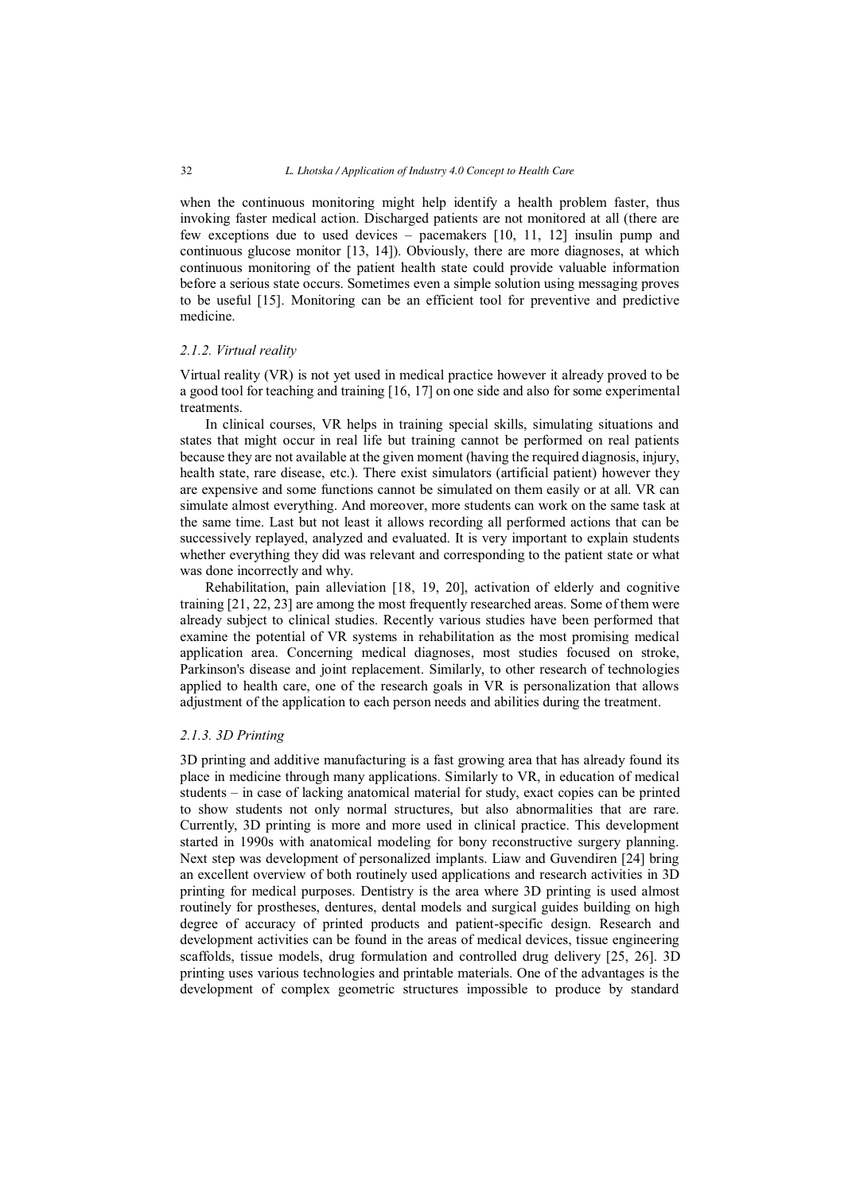when the continuous monitoring might help identify a health problem faster, thus invoking faster medical action. Discharged patients are not monitored at all (there are few exceptions due to used devices – pacemakers [10, 11, 12] insulin pump and continuous glucose monitor [13, 14]). Obviously, there are more diagnoses, at which continuous monitoring of the patient health state could provide valuable information before a serious state occurs. Sometimes even a simple solution using messaging proves to be useful [15]. Monitoring can be an efficient tool for preventive and predictive medicine.

#### *2.1.2. Virtual reality*

Virtual reality (VR) is not yet used in medical practice however it already proved to be a good tool for teaching and training [16, 17] on one side and also for some experimental treatments.

In clinical courses, VR helps in training special skills, simulating situations and states that might occur in real life but training cannot be performed on real patients because they are not available at the given moment (having the required diagnosis, injury, health state, rare disease, etc.). There exist simulators (artificial patient) however they are expensive and some functions cannot be simulated on them easily or at all. VR can simulate almost everything. And moreover, more students can work on the same task at the same time. Last but not least it allows recording all performed actions that can be successively replayed, analyzed and evaluated. It is very important to explain students whether everything they did was relevant and corresponding to the patient state or what was done incorrectly and why.

Rehabilitation, pain alleviation [18, 19, 20], activation of elderly and cognitive training [21, 22, 23] are among the most frequently researched areas. Some of them were already subject to clinical studies. Recently various studies have been performed that examine the potential of VR systems in rehabilitation as the most promising medical application area. Concerning medical diagnoses, most studies focused on stroke, Parkinson's disease and joint replacement. Similarly, to other research of technologies applied to health care, one of the research goals in VR is personalization that allows adjustment of the application to each person needs and abilities during the treatment.

#### *2.1.3. 3D Printing*

3D printing and additive manufacturing is a fast growing area that has already found its place in medicine through many applications. Similarly to VR, in education of medical students – in case of lacking anatomical material for study, exact copies can be printed to show students not only normal structures, but also abnormalities that are rare. Currently, 3D printing is more and more used in clinical practice. This development started in 1990s with anatomical modeling for bony reconstructive surgery planning. Next step was development of personalized implants. Liaw and Guvendiren [24] bring an excellent overview of both routinely used applications and research activities in 3D printing for medical purposes. Dentistry is the area where 3D printing is used almost routinely for prostheses, dentures, dental models and surgical guides building on high degree of accuracy of printed products and patient-specific design. Research and development activities can be found in the areas of medical devices, tissue engineering scaffolds, tissue models, drug formulation and controlled drug delivery [25, 26]. 3D printing uses various technologies and printable materials. One of the advantages is the development of complex geometric structures impossible to produce by standard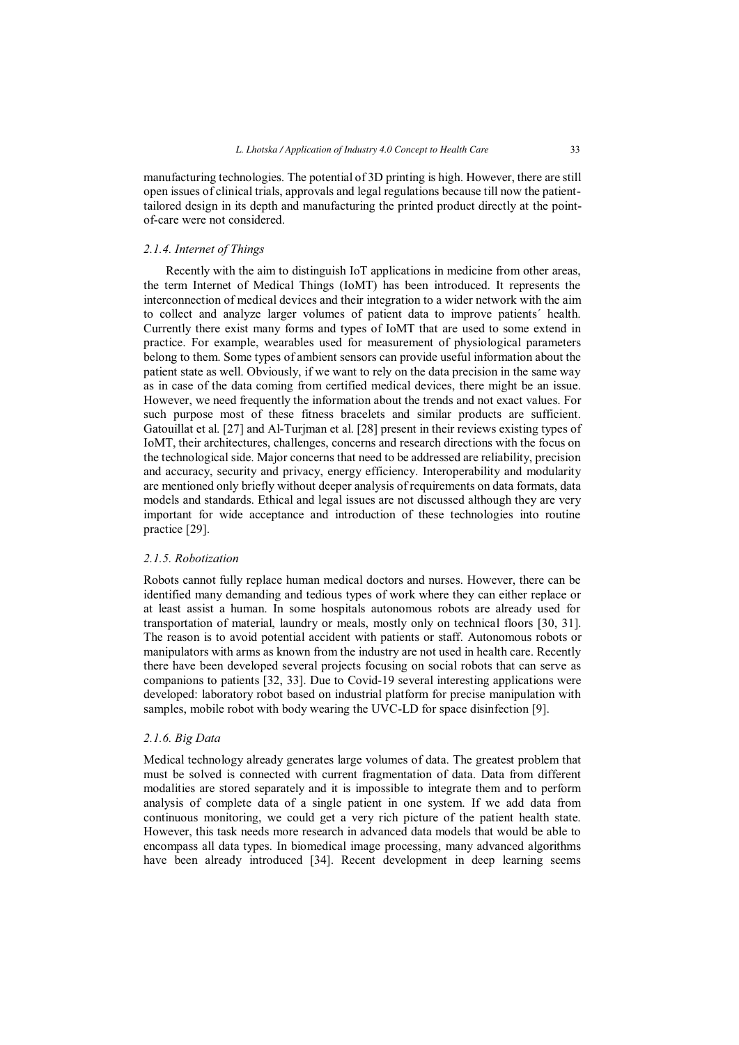manufacturing technologies. The potential of 3D printing is high. However, there are still open issues of clinical trials, approvals and legal regulations because till now the patient-tailored design in its depth and manufacturing the printed product directly at the point-of-care were not considered.

### *2.1.4. Internet of Things*

Recently with the aim to distinguish IoT applications in medicine from other areas, the term Internet of Medical Things (IoMT) has been introduced. It represents the interconnection of medical devices and their integration to a wider network with the aim to collect and analyze larger volumes of patient data to improve patients´ health. Currently there exist many forms and types of IoMT that are used to some extend in practice. For example, wearables used for measurement of physiological parameters belong to them. Some types of ambient sensors can provide useful information about the patient state as well. Obviously, if we want to rely on the data precision in the same way as in case of the data coming from certified medical devices, there might be an issue. However, we need frequently the information about the trends and not exact values. For such purpose most of these fitness bracelets and similar products are sufficient. Gatouillat et al. [27] and Al-Turjman et al. [28] present in their reviews existing types of IoMT, their architectures, challenges, concerns and research directions with the focus on the technological side. Major concerns that need to be addressed are reliability, precision and accuracy, security and privacy, energy efficiency. Interoperability and modularity are mentioned only briefly without deeper analysis of requirements on data formats, data models and standards. Ethical and legal issues are not discussed although they are very important for wide acceptance and introduction of these technologies into routine practice [29].

### *2.1.5. Robotization*

Robots cannot fully replace human medical doctors and nurses. However, there can be identified many demanding and tedious types of work where they can either replace or at least assist a human. In some hospitals autonomous robots are already used for transportation of material, laundry or meals, mostly only on technical floors [30, 31]. The reason is to avoid potential accident with patients or staff. Autonomous robots or manipulators with arms as known from the industry are not used in health care. Recently there have been developed several projects focusing on social robots that can serve as companions to patients [32, 33]. Due to Covid-19 several interesting applications were developed: laboratory robot based on industrial platform for precise manipulation with samples, mobile robot with body wearing the UVC-LD for space disinfection [9].

### *2.1.6. Big Data*

Medical technology already generates large volumes of data. The greatest problem that must be solved is connected with current fragmentation of data. Data from different modalities are stored separately and it is impossible to integrate them and to perform analysis of complete data of a single patient in one system. If we add data from continuous monitoring, we could get a very rich picture of the patient health state. However, this task needs more research in advanced data models that would be able to encompass all data types. In biomedical image processing, many advanced algorithms have been already introduced [34]. Recent development in deep learning seems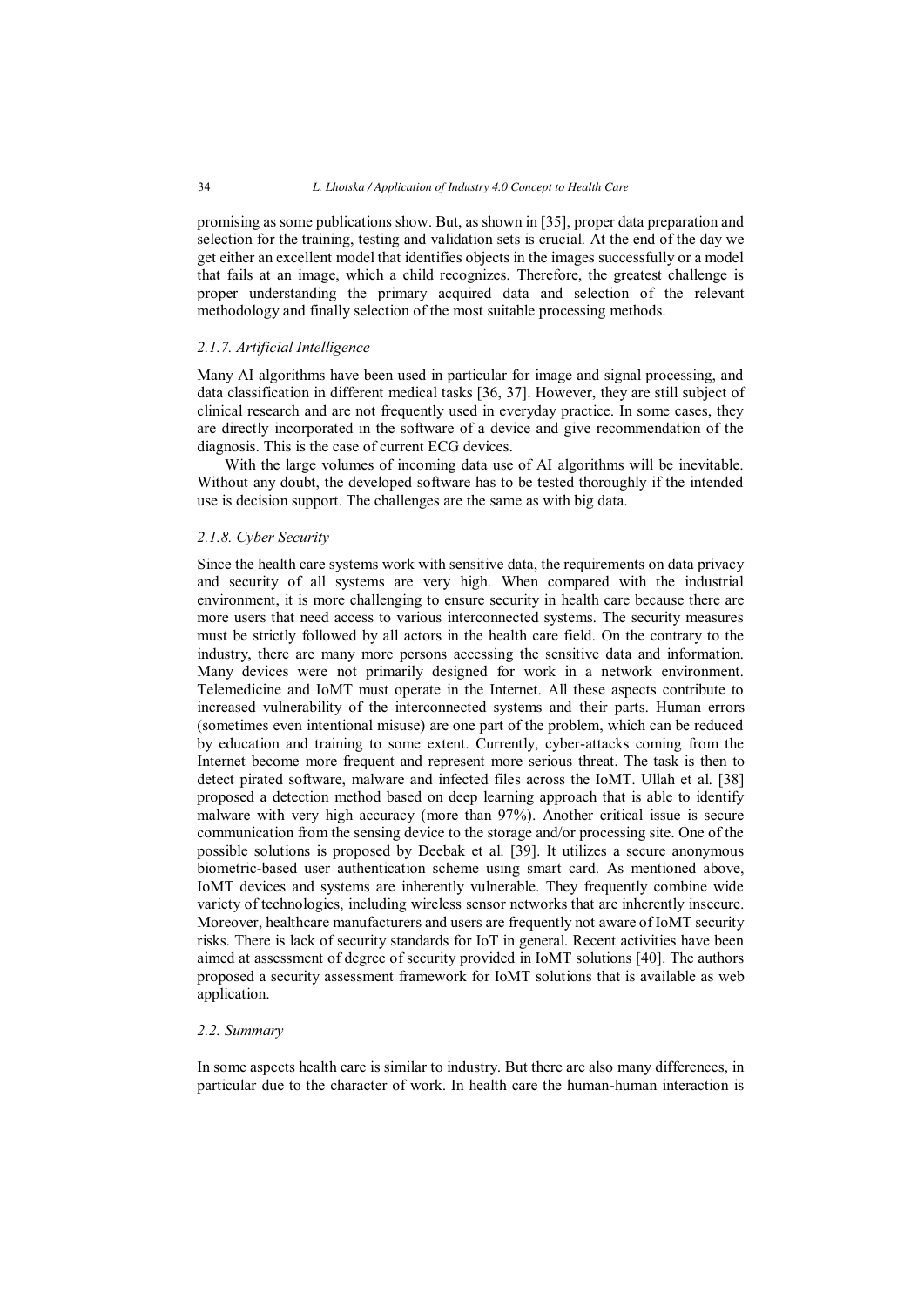promising as some publications show. But, as shown in [35], proper data preparation and selection for the training, testing and validation sets is crucial. At the end of the day we get either an excellent model that identifies objects in the images successfully or a model that fails at an image, which a child recognizes. Therefore, the greatest challenge is proper understanding the primary acquired data and selection of the relevant methodology and finally selection of the most suitable processing methods.

### *2.1.7. Artificial Intelligence*

Many AI algorithms have been used in particular for image and signal processing, and data classification in different medical tasks [36, 37]. However, they are still subject of clinical research and are not frequently used in everyday practice. In some cases, they are directly incorporated in the software of a device and give recommendation of the diagnosis. This is the case of current ECG devices.

With the large volumes of incoming data use of AI algorithms will be inevitable. Without any doubt, the developed software has to be tested thoroughly if the intended use is decision support. The challenges are the same as with big data.

### *2.1.8. Cyber Security*

Since the health care systems work with sensitive data, the requirements on data privacy and security of all systems are very high. When compared with the industrial environment, it is more challenging to ensure security in health care because there are more users that need access to various interconnected systems. The security measures must be strictly followed by all actors in the health care field. On the contrary to the industry, there are many more persons accessing the sensitive data and information. Many devices were not primarily designed for work in a network environment. Telemedicine and IoMT must operate in the Internet. All these aspects contribute to increased vulnerability of the interconnected systems and their parts. Human errors (sometimes even intentional misuse) are one part of the problem, which can be reduced by education and training to some extent. Currently, cyber-attacks coming from the Internet become more frequent and represent more serious threat. The task is then to detect pirated software, malware and infected files across the IoMT. Ullah et al. [38] proposed a detection method based on deep learning approach that is able to identify malware with very high accuracy (more than 97%). Another critical issue is secure communication from the sensing device to the storage and/or processing site. One of the possible solutions is proposed by Deebak et al. [39]. It utilizes a secure anonymous biometric-based user authentication scheme using smart card. As mentioned above, IoMT devices and systems are inherently vulnerable. They frequently combine wide variety of technologies, including wireless sensor networks that are inherently insecure. Moreover, healthcare manufacturers and users are frequently not aware of IoMT security risks. There is lack of security standards for IoT in general. Recent activities have been aimed at assessment of degree of security provided in IoMT solutions [40]. The authors proposed a security assessment framework for IoMT solutions that is available as web application.

### *2.2. Summary*

In some aspects health care is similar to industry. But there are also many differences, in particular due to the character of work. In health care the human-human interaction is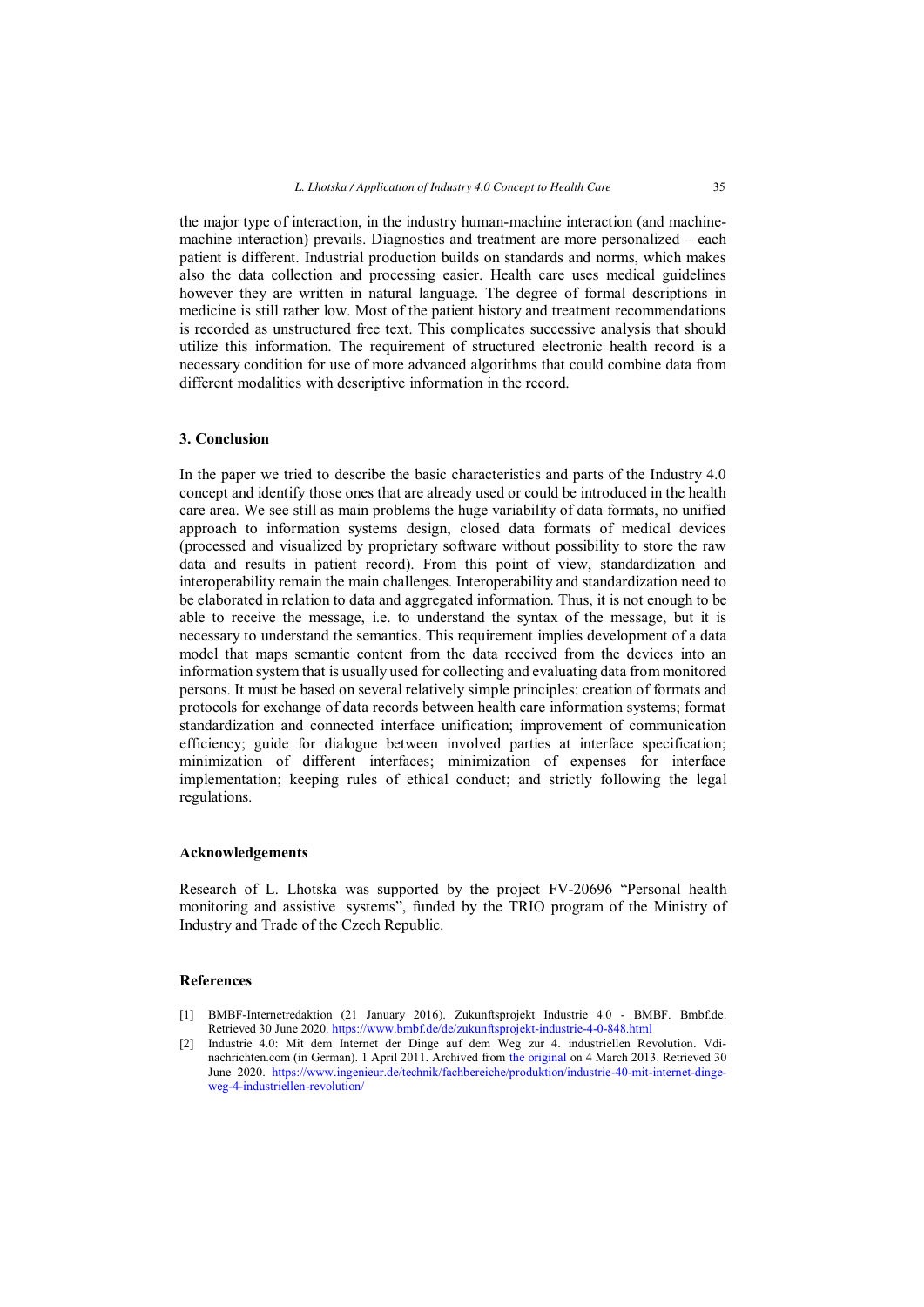the major type of interaction, in the industry human-machine interaction (and machine-machine interaction) prevails. Diagnostics and treatment are more personalized – each patient is different. Industrial production builds on standards and norms, which makes also the data collection and processing easier. Health care uses medical guidelines however they are written in natural language. The degree of formal descriptions in medicine is still rather low. Most of the patient history and treatment recommendations is recorded as unstructured free text. This complicates successive analysis that should utilize this information. The requirement of structured electronic health record is a necessary condition for use of more advanced algorithms that could combine data from different modalities with descriptive information in the record.

## 3. Conclusion

In the paper we tried to describe the basic characteristics and parts of the Industry 4.0 concept and identify those ones that are already used or could be introduced in the health care area. We see still as main problems the huge variability of data formats, no unified approach to information systems design, closed data formats of medical devices (processed and visualized by proprietary software without possibility to store the raw data and results in patient record). From this point of view, standardization and interoperability remain the main challenges. Interoperability and standardization need to be elaborated in relation to data and aggregated information. Thus, it is not enough to be able to receive the message, i.e. to understand the syntax of the message, but it is necessary to understand the semantics. This requirement implies development of a data model that maps semantic content from the data received from the devices into an information system that is usually used for collecting and evaluating data from monitored persons. It must be based on several relatively simple principles: creation of formats and protocols for exchange of data records between health care information systems; format standardization and connected interface unification; improvement of communication efficiency; guide for dialogue between involved parties at interface specification; minimization of different interfaces; minimization of expenses for interface implementation; keeping rules of ethical conduct; and strictly following the legal regulations.

## Acknowledgements

Research of L. Lhotska was supported by the project FV-20696 "Personal health monitoring and assistive systems", funded by the TRIO program of the Ministry of Industry and Trade of the Czech Republic.

## References

[1] BMBF-Internetredaktion (21 January 2016). Zukunftsprojekt Industrie 4.0 - BMBF. Bmbf.de. Retrieved 30 June 2020. https://www.bmbf.de/de/zukunftsprojekt-industrie-4-0-848.html

[2] Industrie 4.0: Mit dem Internet der Dinge auf dem Weg zur 4. industriellen Revolution. Vdi-nachrichten.com (in German). 1 April 2011. Archived from the original on 4 March 2013. Retrieved 30 June 2020. https://www.ingenieur.de/technik/fachbereiche/produktion/industrie-40-mit-internet-dinge-weg-4-industriellen-revolution/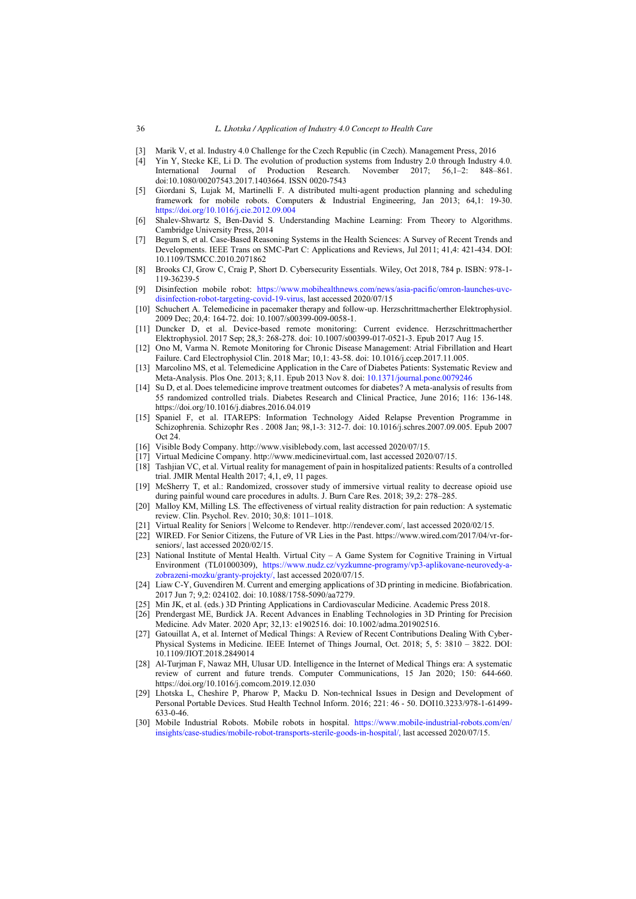[3] Marik V, et al. Industry 4.0 Challenge for the Czech Republic (in Czech). Management Press, 2016

[4] Yin Y, Stecke KE, Li D. The evolution of production systems from Industry 2.0 through Industry 4.0. International Journal of Production Research. November 2017; 56,1–2: 848–861. doi:10.1080/00207543.2017.1403664. ISSN 0020-7543

[5] Giordani S, Lujak M, Martinelli F. A distributed multi-agent production planning and scheduling framework for mobile robots. Computers & Industrial Engineering, Jan 2013; 64,1: 19-30. https://doi.org/10.1016/j.cie.2012.09.004

[6] Shalev-Shwartz S, Ben-David S. Understanding Machine Learning: From Theory to Algorithms. Cambridge University Press, 2014

[7] Begum S, et al. Case-Based Reasoning Systems in the Health Sciences: A Survey of Recent Trends and Developments. IEEE Trans on SMC-Part C: Applications and Reviews, Jul 2011; 41,4: 421-434. DOI: 10.1109/TSMCC.2010.2071862

[8] Brooks CJ, Grow C, Craig P, Short D. Cybersecurity Essentials. Wiley, Oct 2018, 784 p. ISBN: 978-1-119-36239-5

[9] Disinfection mobile robot: https://www.mobihealthnews.com/news/asia-pacific/omron-launches-uvc-disinfection-robot-targeting-covid-19-virus, last accessed 2020/07/15

[10] Schuchert A. Telemedicine in pacemaker therapy and follow-up. Herzschrittmachertherther Elektrophysiol. 2009 Dec; 20,4: 164-72. doi: 10.1007/s00399-009-0058-1.

[11] Duncker D, et al. Device-based remote monitoring: Current evidence. Herzschrittmacherther Elektrophysiol. 2017 Sep; 28,3: 268-278. doi: 10.1007/s00399-017-0521-3. Epub 2017 Aug 15.

[12] Ono M, Varma N. Remote Monitoring for Chronic Disease Management: Atrial Fibrillation and Heart Failure. Card Electrophysiol Clin. 2018 Mar; 10,1: 43-58. doi: 10.1016/j.ccep.2017.11.005.

[13] Marcolino MS, et al. Telemedicine Application in the Care of Diabetes Patients: Systematic Review and Meta-Analysis. Plos One. 2013; 8,11. Epub 2013 Nov 8. doi: 10.1371/journal.pone.0079246

[14] Su D, et al. Does telemedicine improve treatment outcomes for diabetes? A meta-analysis of results from 55 randomized controlled trials. Diabetes Research and Clinical Practice, June 2016; 116: 136-148. https://doi.org/10.1016/j.diabres.2016.04.019

[15] Spaniel F, et al. ITAREPS: Information Technology Aided Relapse Prevention Programme in Schizophrenia. Schizophr Res . 2008 Jan; 98,1-3: 312-7. doi: 10.1016/j.schres.2007.09.005. Epub 2007 Oct 24.

[16] Visible Body Company. http://www.visiblebody.com, last accessed 2020/07/15.

[17] Virtual Medicine Company. http://www.medicinevirtual.com, last accessed 2020/07/15.

[18] Tashjian VC, et al. Virtual reality for management of pain in hospitalized patients: Results of a controlled trial. JMIR Mental Health 2017; 4,1, e9, 11 pages.

[19] McSherry T, et al.: Randomized, crossover study of immersive virtual reality to decrease opioid use during painful wound care procedures in adults. J. Burn Care Res. 2018; 39,2: 278–285.

[20] Malloy KM, Milling LS. The effectiveness of virtual reality distraction for pain reduction: A systematic review. Clin. Psychol. Rev. 2010; 30,8: 1011–1018.

[21] Virtual Reality for Seniors | Welcome to Rendever. http://rendever.com/, last accessed 2020/02/15.

[22] WIRED. For Senior Citizens, the Future of VR Lies in the Past. https://www.wired.com/2017/04/vr-for-seniors/, last accessed 2020/02/15.

[23] National Institute of Mental Health. Virtual City – A Game System for Cognitive Training in Virtual Environment (TL01000309), https://www.nudz.cz/vyzkumne-programy/vp3-aplikovane-neurovedy-a-zobrazeni-mozku/granty-projekty/, last accessed 2020/07/15.

[24] Liaw C-Y, Guvendiren M. Current and emerging applications of 3D printing in medicine. Biofabrication. 2017 Jun 7; 9,2: 024102. doi: 10.1088/1758-5090/aa7279.

[25] Min JK, et al. (eds.) 3D Printing Applications in Cardiovascular Medicine. Academic Press 2018.

[26] Prendergast ME, Burdick JA. Recent Advances in Enabling Technologies in 3D Printing for Precision Medicine. Adv Mater. 2020 Apr; 32,13: e1902516. doi: 10.1002/adma.201902516.

[27] Gatouillat A, et al. Internet of Medical Things: A Review of Recent Contributions Dealing With Cyber-Physical Systems in Medicine. IEEE Internet of Things Journal, Oct. 2018; 5, 5: 3810 – 3822. DOI: 10.1109/JIOT.2018.2849014

[28] Al-Turjman F, Nawaz MH, Ulusar UD. Intelligence in the Internet of Medical Things era: A systematic review of current and future trends. Computer Communications, 15 Jan 2020; 150: 644-660. https://doi.org/10.1016/j.comcom.2019.12.030

[29] Lhotska L, Cheshire P, Pharow P, Macku D. Non-technical Issues in Design and Development of Personal Portable Devices. Stud Health Technol Inform. 2016; 221: 46 - 50. DOI10.3233/978-1-61499-633-0-46.

[30] Mobile Industrial Robots. Mobile robots in hospital. https://www.mobile-industrial-robots.com/en/insights/case-studies/mobile-robot-transports-sterile-goods-in-hospital/, last accessed 2020/07/15.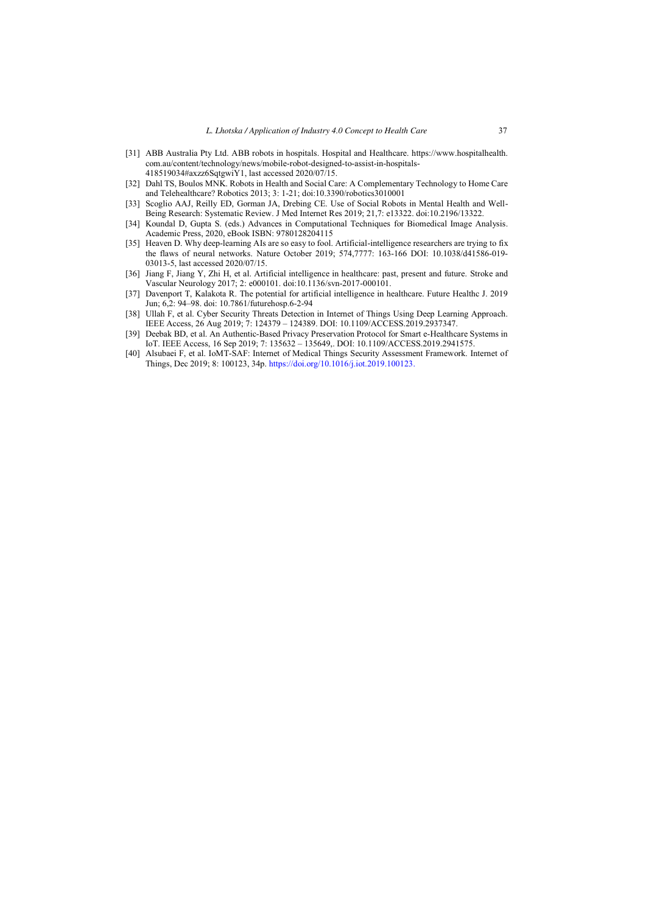[31] ABB Australia Pty Ltd. ABB robots in hospitals. Hospital and Healthcare. https://www.hospitalhealth.com.au/content/technology/news/mobile-robot-designed-to-assist-in-hospitals-418519034#axzz6SqtgwiY1, last accessed 2020/07/15.

[32] Dahl TS, Boulos MNK. Robots in Health and Social Care: A Complementary Technology to Home Care and Telehealthcare? Robotics 2013; 3: 1-21; doi:10.3390/robotics3010001

[33] Scoglio AAJ, Reilly ED, Gorman JA, Drebing CE. Use of Social Robots in Mental Health and Well-Being Research: Systematic Review. J Med Internet Res 2019; 21,7: e13322. doi:10.2196/13322.

[34] Koundal D, Gupta S. (eds.) Advances in Computational Techniques for Biomedical Image Analysis. Academic Press, 2020, eBook ISBN: 9780128204115

[35] Heaven D. Why deep-learning AIs are so easy to fool. Artificial-intelligence researchers are trying to fix the flaws of neural networks. Nature October 2019; 574,7777: 163-166 DOI: 10.1038/d41586-019-03013-5, last accessed 2020/07/15.

[36] Jiang F, Jiang Y, Zhi H, et al. Artificial intelligence in healthcare: past, present and future. Stroke and Vascular Neurology 2017; 2: e000101. doi:10.1136/svn-2017-000101.

[37] Davenport T, Kalakota R. The potential for artificial intelligence in healthcare. Future Healthc J. 2019 Jun; 6,2: 94–98. doi: 10.7861/futurehosp.6-2-94

[38] Ullah F, et al. Cyber Security Threats Detection in Internet of Things Using Deep Learning Approach. IEEE Access, 26 Aug 2019; 7: 124379 – 124389. DOI: 10.1109/ACCESS.2019.2937347.

[39] Deebak BD, et al. An Authentic-Based Privacy Preservation Protocol for Smart e-Healthcare Systems in IoT. IEEE Access, 16 Sep 2019; 7: 135632 – 135649,. DOI: 10.1109/ACCESS.2019.2941575.

[40] Alsubaei F, et al. IoMT-SAF: Internet of Medical Things Security Assessment Framework. Internet of Things, Dec 2019; 8: 100123, 34p. https://doi.org/10.1016/j.iot.2019.100123.